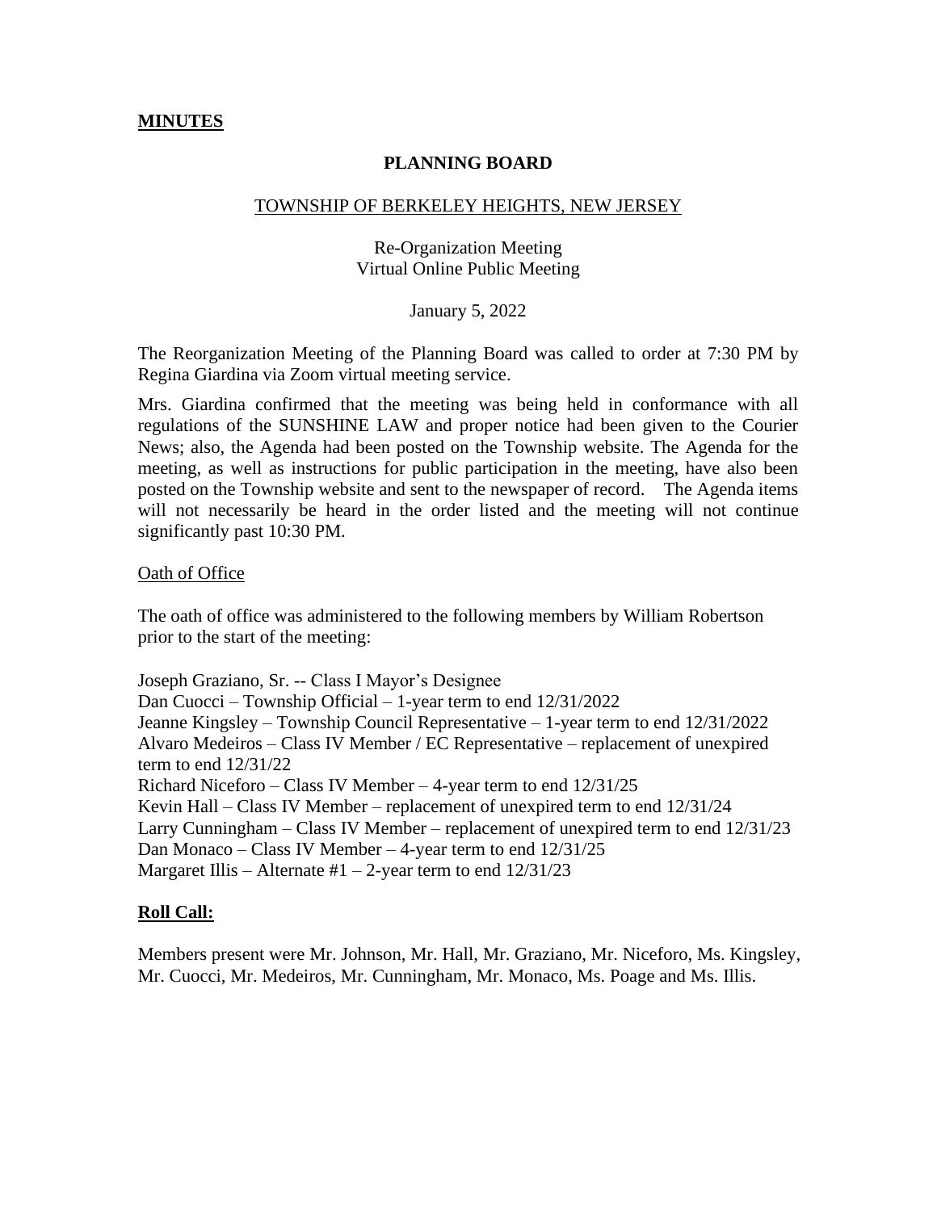**MINUTES**

**PLANNING BOARD**

TOWNSHIP OF BERKELEY HEIGHTS, NEW JERSEY

Re-Organization Meeting
Virtual Online Public Meeting

January 5, 2022

The Reorganization Meeting of the Planning Board was called to order at 7:30 PM by Regina Giardina via Zoom virtual meeting service.

Mrs. Giardina confirmed that the meeting was being held in conformance with all regulations of the SUNSHINE LAW and proper notice had been given to the Courier News; also, the Agenda had been posted on the Township website. The Agenda for the meeting, as well as instructions for public participation in the meeting, have also been posted on the Township website and sent to the newspaper of record. The Agenda items will not necessarily be heard in the order listed and the meeting will not continue significantly past 10:30 PM.

Oath of Office

The oath of office was administered to the following members by William Robertson prior to the start of the meeting:

Joseph Graziano, Sr. -- Class I Mayor's Designee
Dan Cuocci – Township Official – 1-year term to end 12/31/2022
Jeanne Kingsley – Township Council Representative – 1-year term to end 12/31/2022
Alvaro Medeiros – Class IV Member / EC Representative – replacement of unexpired term to end 12/31/22
Richard Niceforo – Class IV Member – 4-year term to end 12/31/25
Kevin Hall – Class IV Member – replacement of unexpired term to end 12/31/24
Larry Cunningham – Class IV Member – replacement of unexpired term to end 12/31/23
Dan Monaco – Class IV Member – 4-year term to end 12/31/25
Margaret Illis – Alternate #1 – 2-year term to end 12/31/23

**Roll Call:**

Members present were Mr. Johnson, Mr. Hall, Mr. Graziano, Mr. Niceforo, Ms. Kingsley, Mr. Cuocci, Mr. Medeiros, Mr. Cunningham, Mr. Monaco, Ms. Poage and Ms. Illis.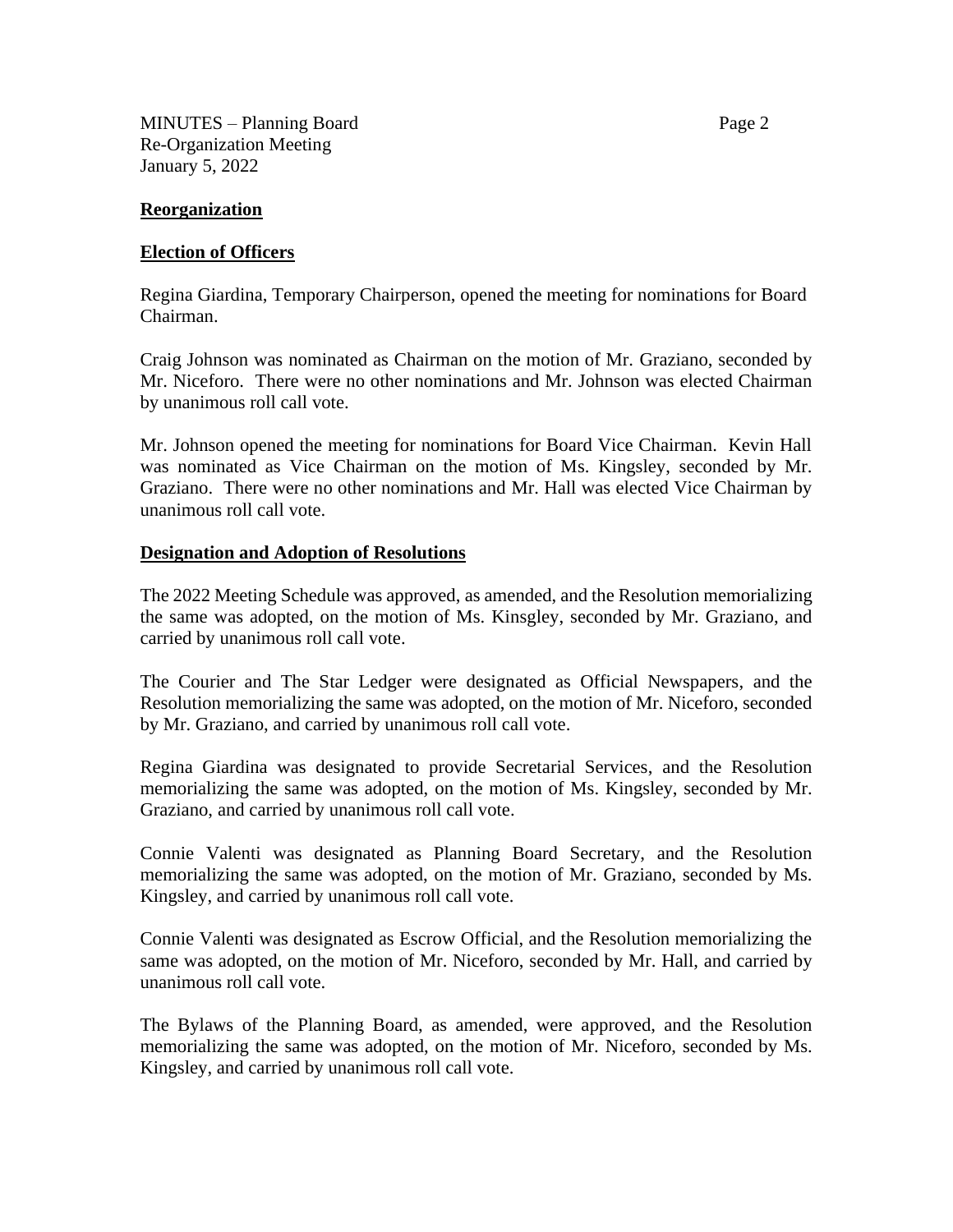## Reorganization

## Election of Officers

Regina Giardina, Temporary Chairperson, opened the meeting for nominations for Board Chairman.

Craig Johnson was nominated as Chairman on the motion of Mr. Graziano, seconded by Mr. Niceforo. There were no other nominations and Mr. Johnson was elected Chairman by unanimous roll call vote.

Mr. Johnson opened the meeting for nominations for Board Vice Chairman. Kevin Hall was nominated as Vice Chairman on the motion of Ms. Kingsley, seconded by Mr. Graziano. There were no other nominations and Mr. Hall was elected Vice Chairman by unanimous roll call vote.

## Designation and Adoption of Resolutions

The 2022 Meeting Schedule was approved, as amended, and the Resolution memorializing the same was adopted, on the motion of Ms. Kinsgley, seconded by Mr. Graziano, and carried by unanimous roll call vote.

The Courier and The Star Ledger were designated as Official Newspapers, and the Resolution memorializing the same was adopted, on the motion of Mr. Niceforo, seconded by Mr. Graziano, and carried by unanimous roll call vote.

Regina Giardina was designated to provide Secretarial Services, and the Resolution memorializing the same was adopted, on the motion of Ms. Kingsley, seconded by Mr. Graziano, and carried by unanimous roll call vote.

Connie Valenti was designated as Planning Board Secretary, and the Resolution memorializing the same was adopted, on the motion of Mr. Graziano, seconded by Ms. Kingsley, and carried by unanimous roll call vote.

Connie Valenti was designated as Escrow Official, and the Resolution memorializing the same was adopted, on the motion of Mr. Niceforo, seconded by Mr. Hall, and carried by unanimous roll call vote.

The Bylaws of the Planning Board, as amended, were approved, and the Resolution memorializing the same was adopted, on the motion of Mr. Niceforo, seconded by Ms. Kingsley, and carried by unanimous roll call vote.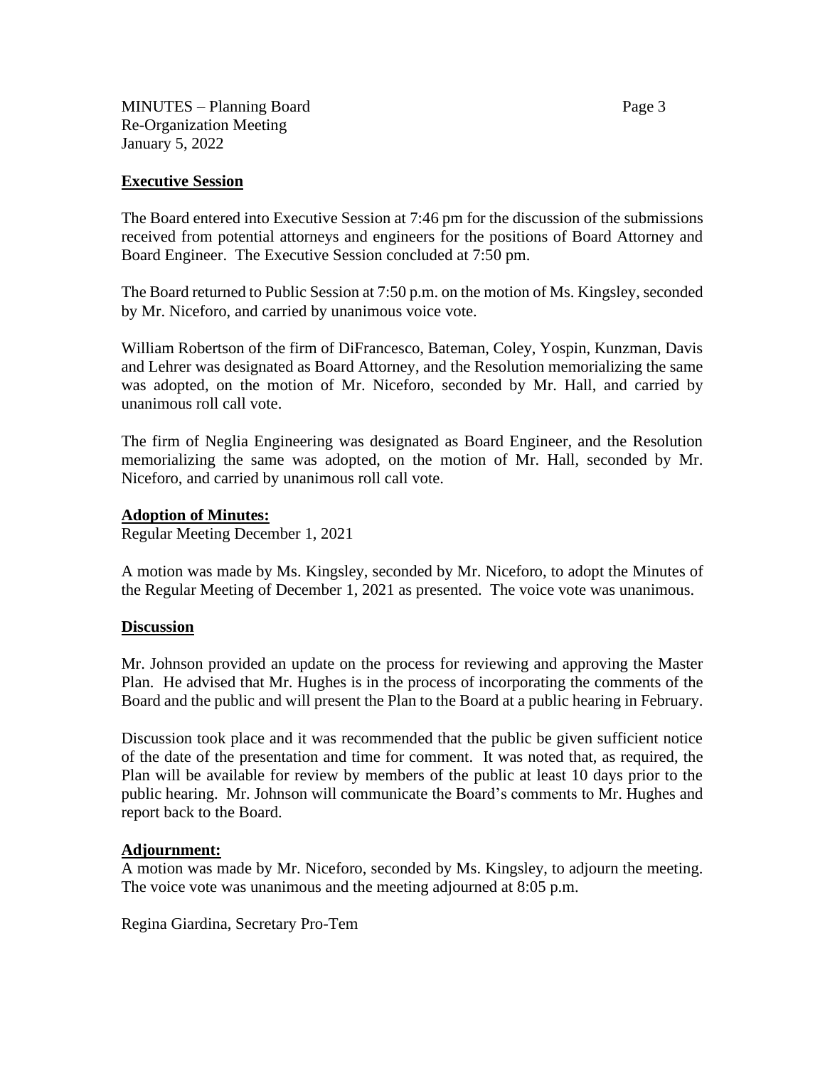**Executive Session**

The Board entered into Executive Session at 7:46 pm for the discussion of the submissions received from potential attorneys and engineers for the positions of Board Attorney and Board Engineer. The Executive Session concluded at 7:50 pm.

The Board returned to Public Session at 7:50 p.m. on the motion of Ms. Kingsley, seconded by Mr. Niceforo, and carried by unanimous voice vote.

William Robertson of the firm of DiFrancesco, Bateman, Coley, Yospin, Kunzman, Davis and Lehrer was designated as Board Attorney, and the Resolution memorializing the same was adopted, on the motion of Mr. Niceforo, seconded by Mr. Hall, and carried by unanimous roll call vote.

The firm of Neglia Engineering was designated as Board Engineer, and the Resolution memorializing the same was adopted, on the motion of Mr. Hall, seconded by Mr. Niceforo, and carried by unanimous roll call vote.

**Adoption of Minutes:**
Regular Meeting December 1, 2021

A motion was made by Ms. Kingsley, seconded by Mr. Niceforo, to adopt the Minutes of the Regular Meeting of December 1, 2021 as presented. The voice vote was unanimous.

**Discussion**

Mr. Johnson provided an update on the process for reviewing and approving the Master Plan. He advised that Mr. Hughes is in the process of incorporating the comments of the Board and the public and will present the Plan to the Board at a public hearing in February.

Discussion took place and it was recommended that the public be given sufficient notice of the date of the presentation and time for comment. It was noted that, as required, the Plan will be available for review by members of the public at least 10 days prior to the public hearing. Mr. Johnson will communicate the Board's comments to Mr. Hughes and report back to the Board.

**Adjournment:**
A motion was made by Mr. Niceforo, seconded by Ms. Kingsley, to adjourn the meeting. The voice vote was unanimous and the meeting adjourned at 8:05 p.m.

Regina Giardina, Secretary Pro-Tem